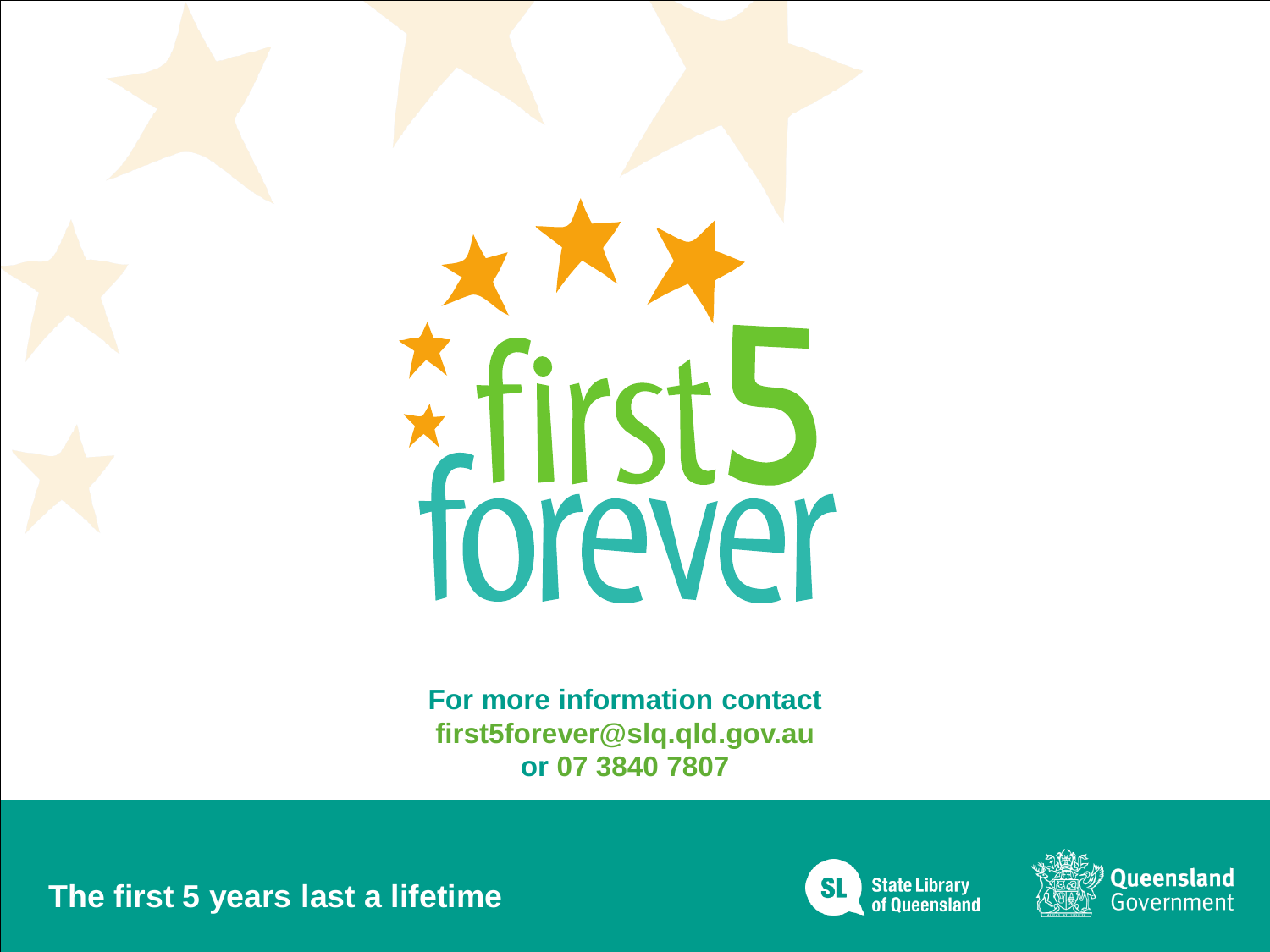# first5 forever

**For more information contact**
**first5forever@slq.qld.gov.au**
**or 07 3840 7807**

**The first 5 years last a lifetime**

State Library of Queensland

Queensland Government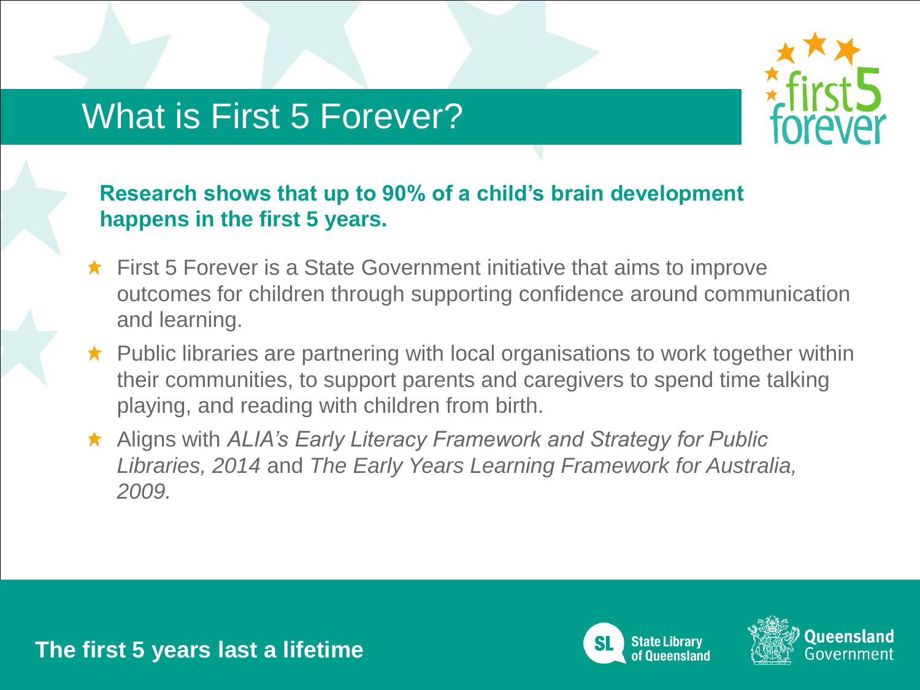# What is First 5 Forever?

**Research shows that up to 90% of a child's brain development happens in the first 5 years.**

- First 5 Forever is a State Government initiative that aims to improve outcomes for children through supporting confidence around communication and learning.
- Public libraries are partnering with local organisations to work together within their communities, to support parents and caregivers to spend time talking playing, and reading with children from birth.
- Aligns with *ALIA's Early Literacy Framework and Strategy for Public Libraries, 2014* and *The Early Years Learning Framework for Australia, 2009.*

**The first 5 years last a lifetime**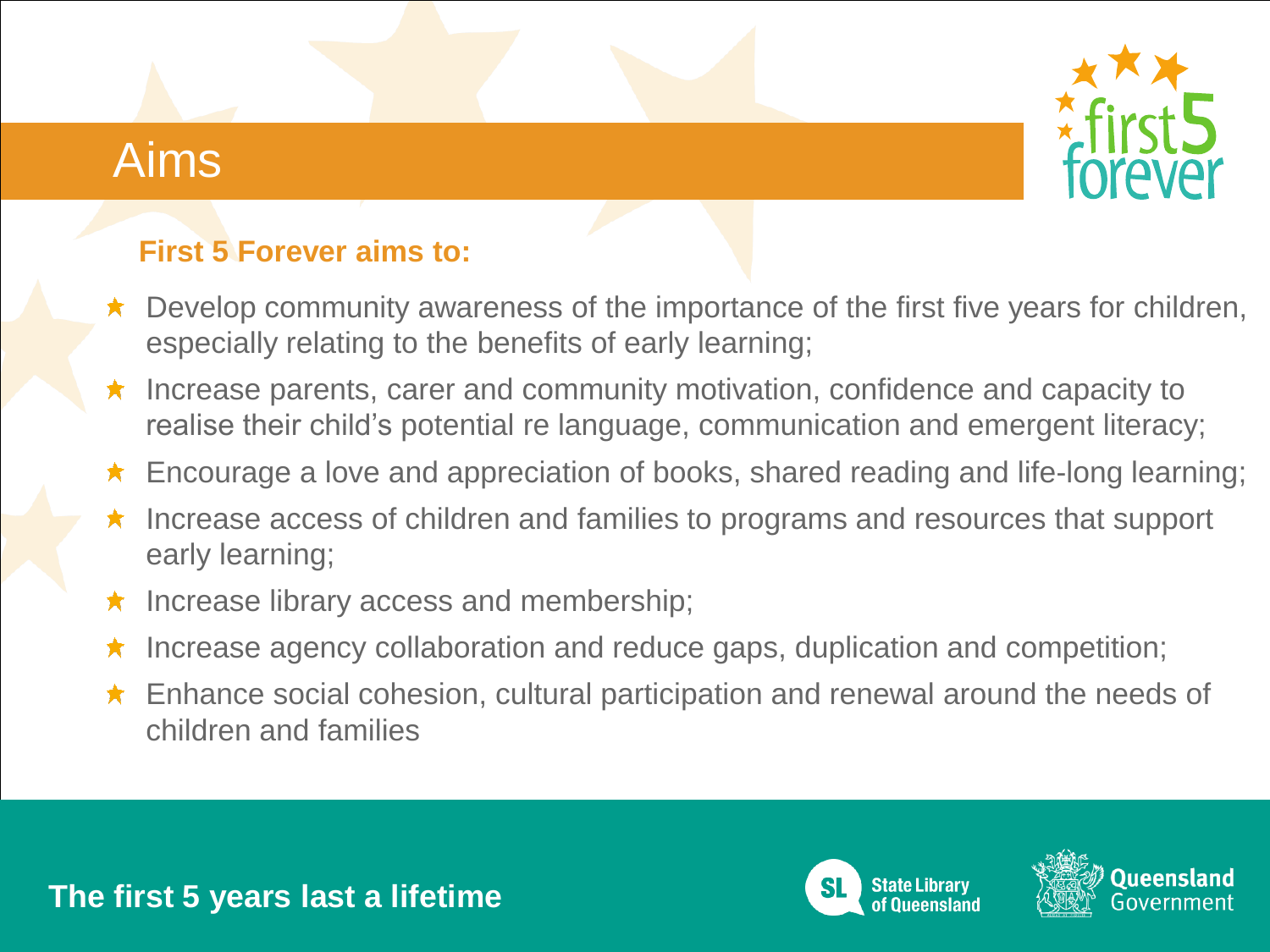# Aims

**First 5 Forever aims to:**

- Develop community awareness of the importance of the first five years for children, especially relating to the benefits of early learning;
- Increase parents, carer and community motivation, confidence and capacity to realise their child's potential re language, communication and emergent literacy;
- Encourage a love and appreciation of books, shared reading and life-long learning;
- Increase access of children and families to programs and resources that support early learning;
- Increase library access and membership;
- Increase agency collaboration and reduce gaps, duplication and competition;
- Enhance social cohesion, cultural participation and renewal around the needs of children and families

**The first 5 years last a lifetime**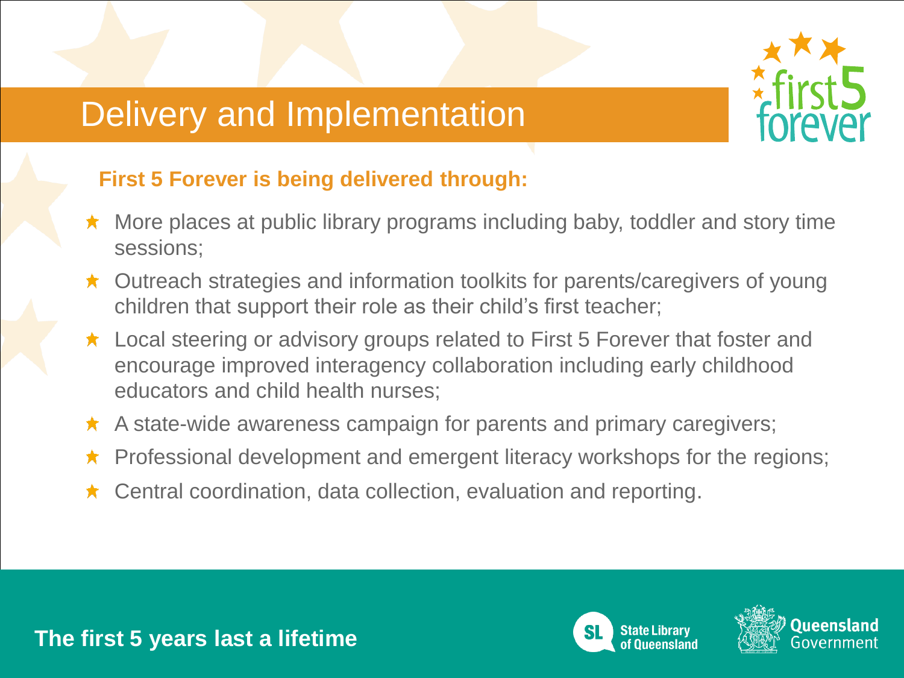# Delivery and Implementation

**First 5 Forever is being delivered through:**

- More places at public library programs including baby, toddler and story time sessions;
- Outreach strategies and information toolkits for parents/caregivers of young children that support their role as their child's first teacher;
- Local steering or advisory groups related to First 5 Forever that foster and encourage improved interagency collaboration including early childhood educators and child health nurses;
- A state-wide awareness campaign for parents and primary caregivers;
- Professional development and emergent literacy workshops for the regions;
- Central coordination, data collection, evaluation and reporting.

**The first 5 years last a lifetime**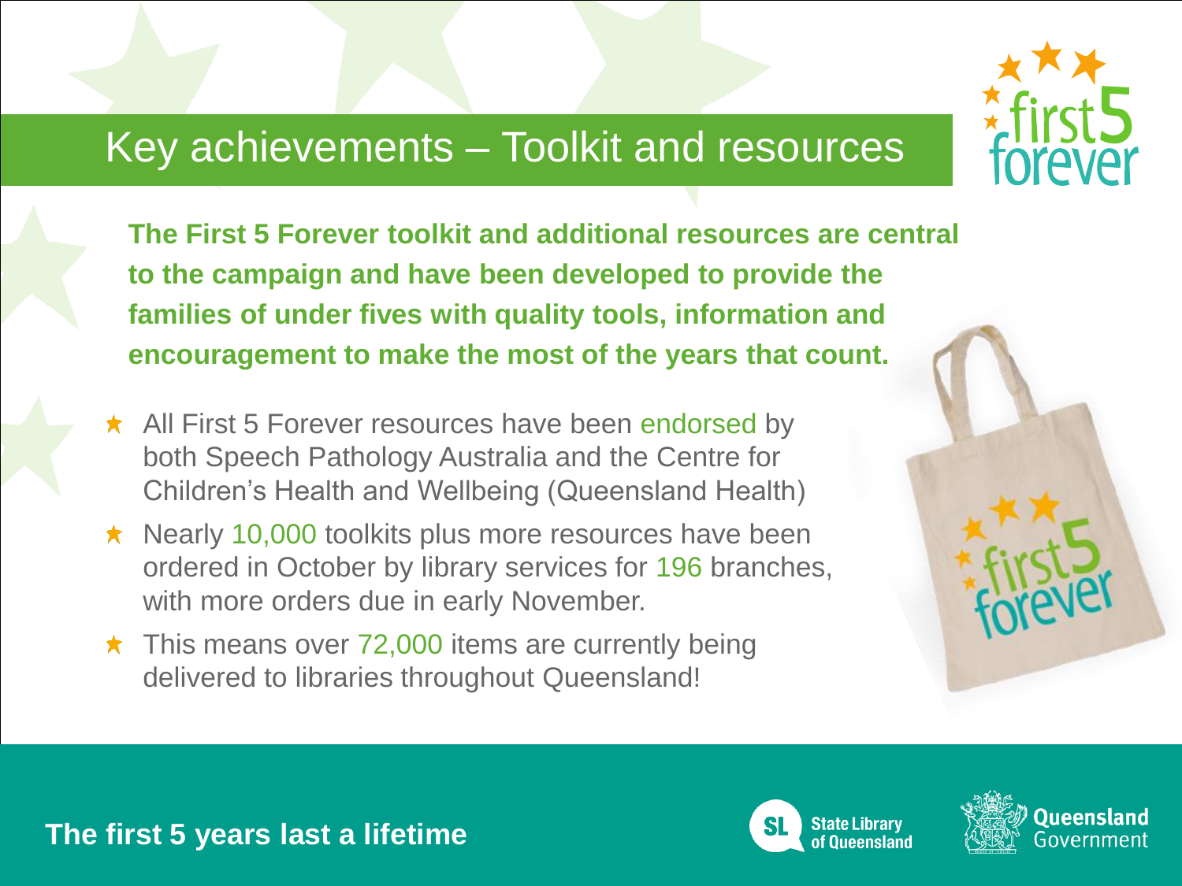# Key achievements – Toolkit and resources

**The First 5 Forever toolkit and additional resources are central to the campaign and have been developed to provide the families of under fives with quality tools, information and encouragement to make the most of the years that count.**

- All First 5 Forever resources have been endorsed by both Speech Pathology Australia and the Centre for Children's Health and Wellbeing (Queensland Health)
- Nearly 10,000 toolkits plus more resources have been ordered in October by library services for 196 branches, with more orders due in early November.
- This means over 72,000 items are currently being delivered to libraries throughout Queensland!

**The first 5 years last a lifetime**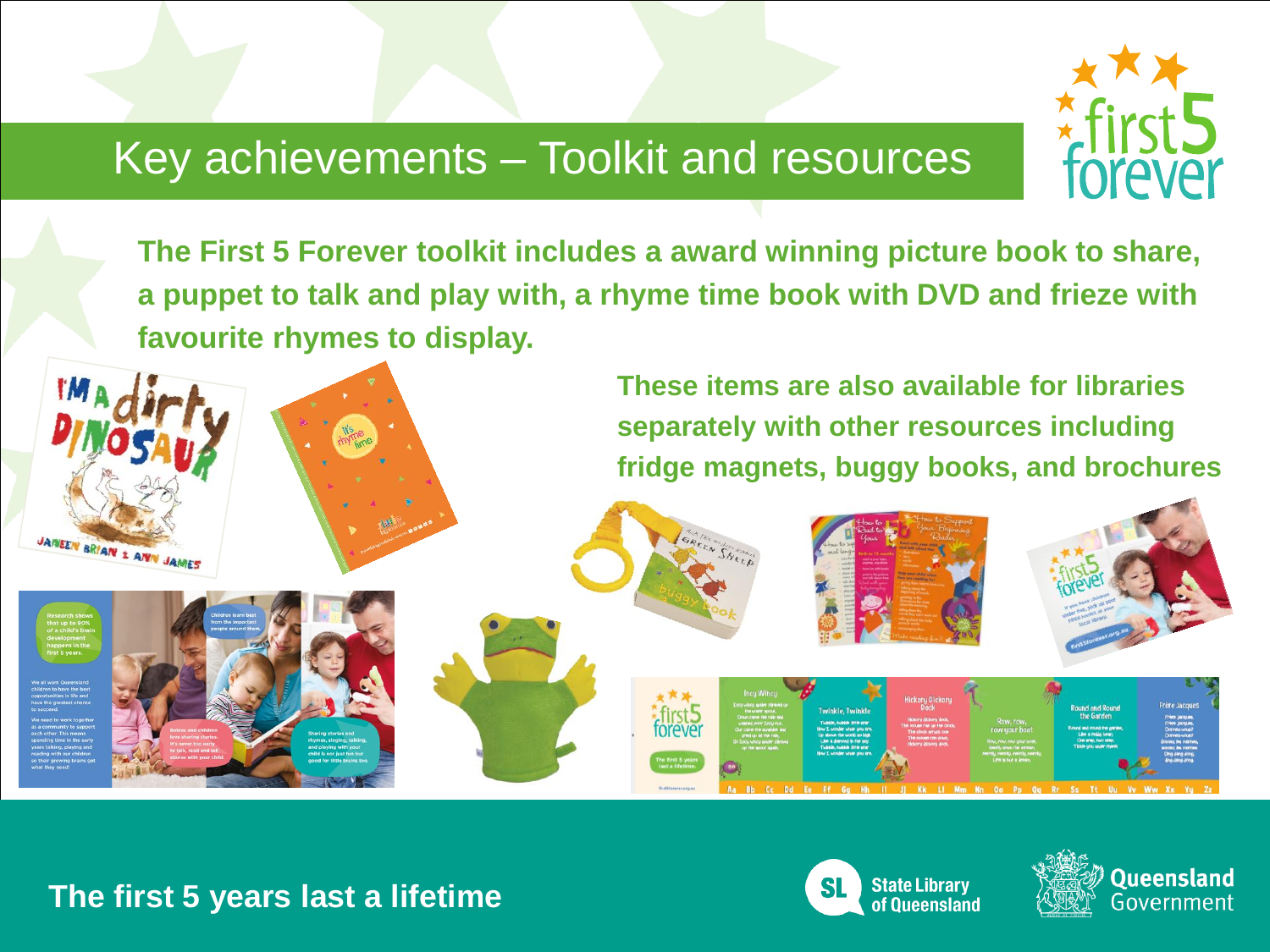# Key achievements – Toolkit and resources

**The First 5 Forever toolkit includes a award winning picture book to share, a puppet to talk and play with, a rhyme time book with DVD and frieze with favourite rhymes to display.**

**These items are also available for libraries separately with other resources including fridge magnets, buggy books, and brochures**

**The first 5 years last a lifetime**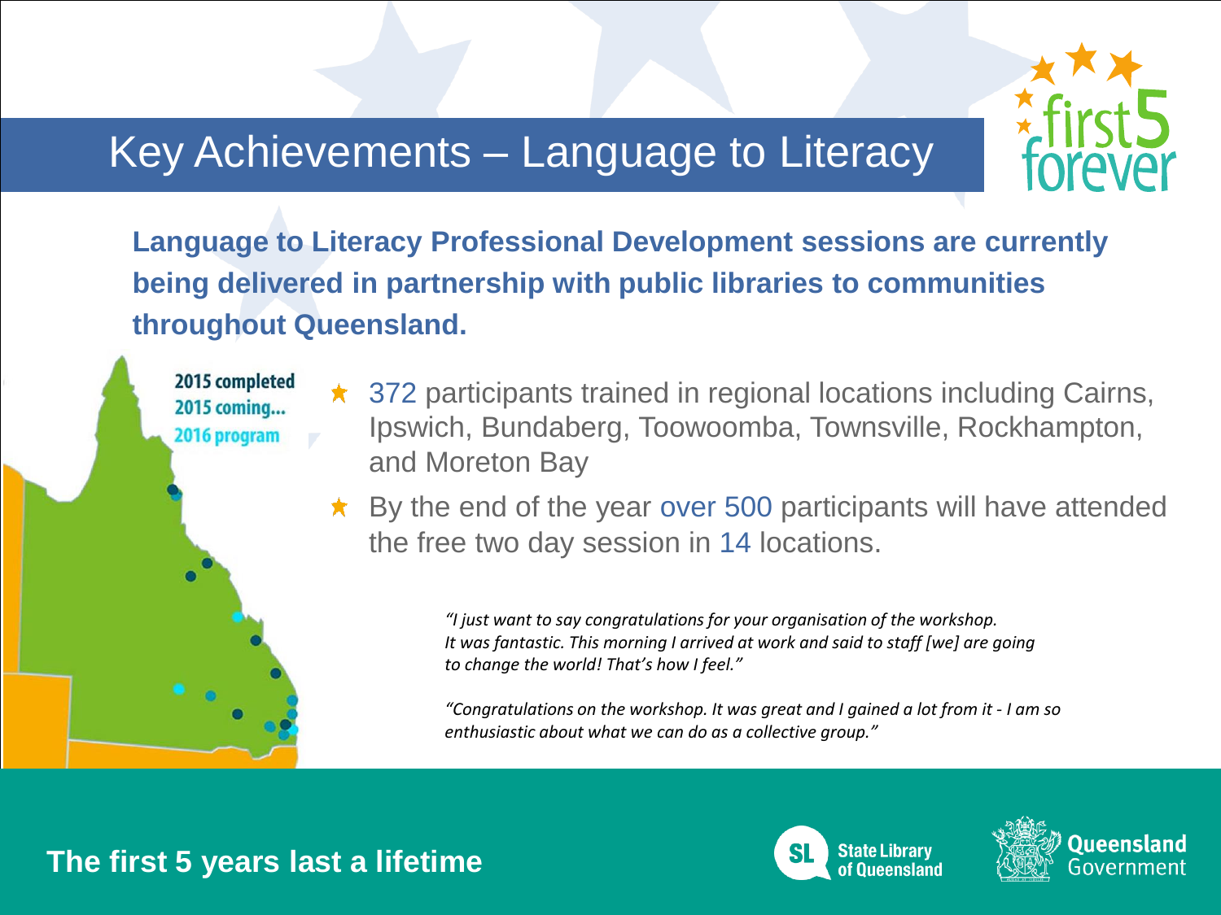# Key Achievements – Language to Literacy

**Language to Literacy Professional Development sessions are currently being delivered in partnership with public libraries to communities throughout Queensland.**

2015 completed
2015 coming...
2016 program

- 372 participants trained in regional locations including Cairns, Ipswich, Bundaberg, Toowoomba, Townsville, Rockhampton, and Moreton Bay
- By the end of the year over 500 participants will have attended the free two day session in 14 locations.

*"I just want to say congratulations for your organisation of the workshop. It was fantastic. This morning I arrived at work and said to staff [we] are going to change the world! That's how I feel."*

*"Congratulations on the workshop. It was great and I gained a lot from it - I am so enthusiastic about what we can do as a collective group."*

**The first 5 years last a lifetime**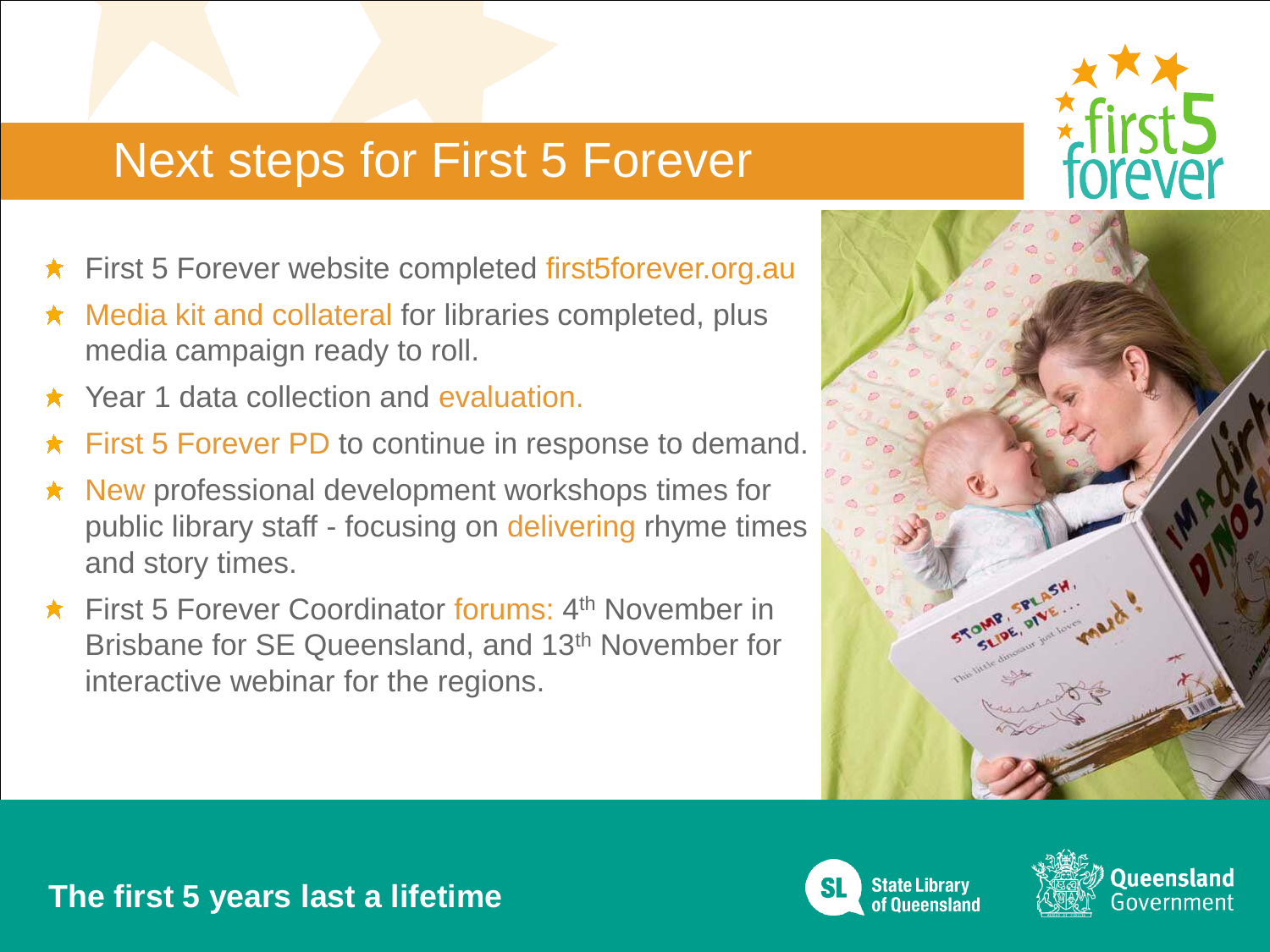# Next steps for First 5 Forever

- First 5 Forever website completed first5forever.org.au
- Media kit and collateral for libraries completed, plus media campaign ready to roll.
- Year 1 data collection and evaluation.
- First 5 Forever PD to continue in response to demand.
- New professional development workshops times for public library staff - focusing on delivering rhyme times and story times.
- First 5 Forever Coordinator forums: 4th November in Brisbane for SE Queensland, and 13th November for interactive webinar for the regions.

**The first 5 years last a lifetime**